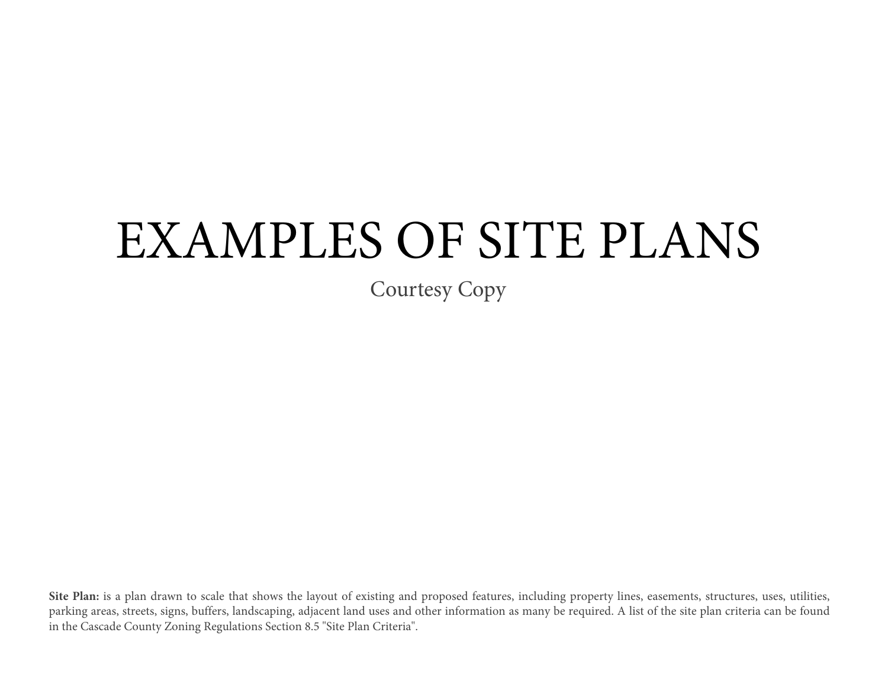# EXAMPLES OF SITE PLANS

Courtesy Copy

**Site Plan:** is a plan drawn to scale that shows the layout of existing and proposed features, including property lines, easements, structures, uses, utilities, parking areas, streets, signs, buffers, landscaping, adjacent land uses and other information as many be required. A list of the site plan criteria can be found in the Cascade County Zoning Regulations Section 8.5 "Site Plan Criteria".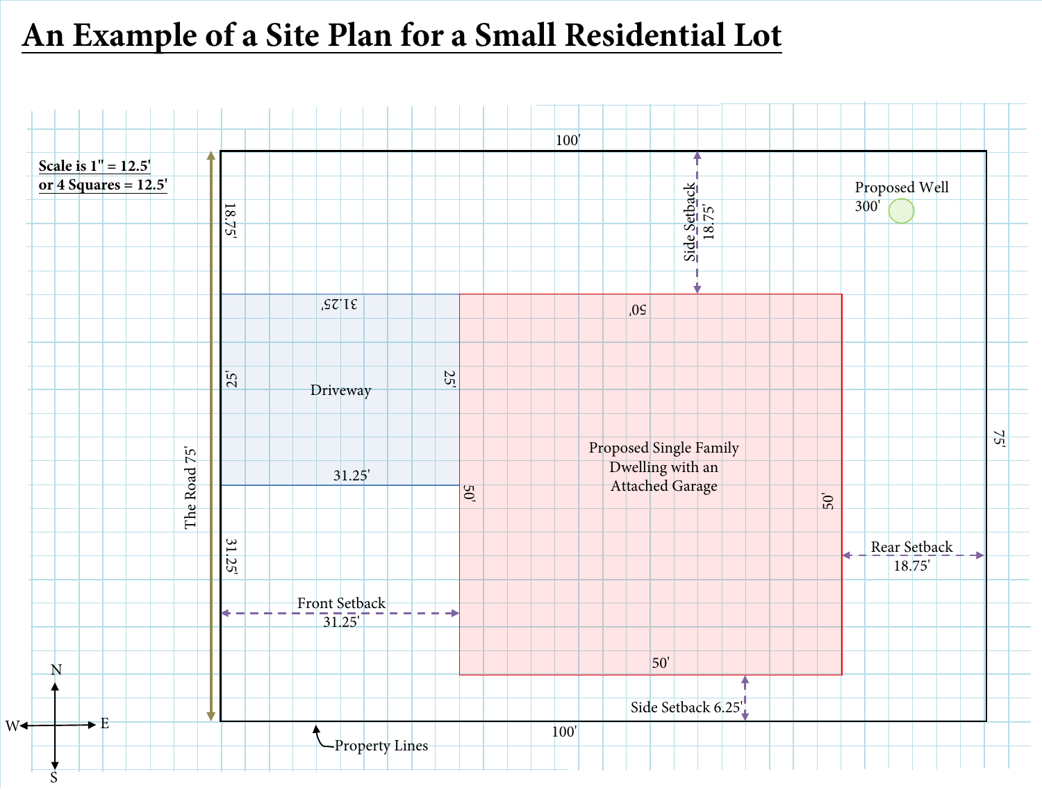# An Example of a Site Plan for a Small Residential Lot

**Scale is 1" = 12.5'**
**or 4 Squares = 12.5'**

100'

Side Setback 18.75'

Proposed Well 300'

18.75'

31.25'

25'

Driveway

25'

31.25'

50'

Proposed Single Family Dwelling with an Attached Garage

50'

50'

75'

The Road 75'

Rear Setback 18.75'

31.25'

Front Setback 31.25'

50'

Side Setback 6.25'

100'

Property Lines

N

W

E

S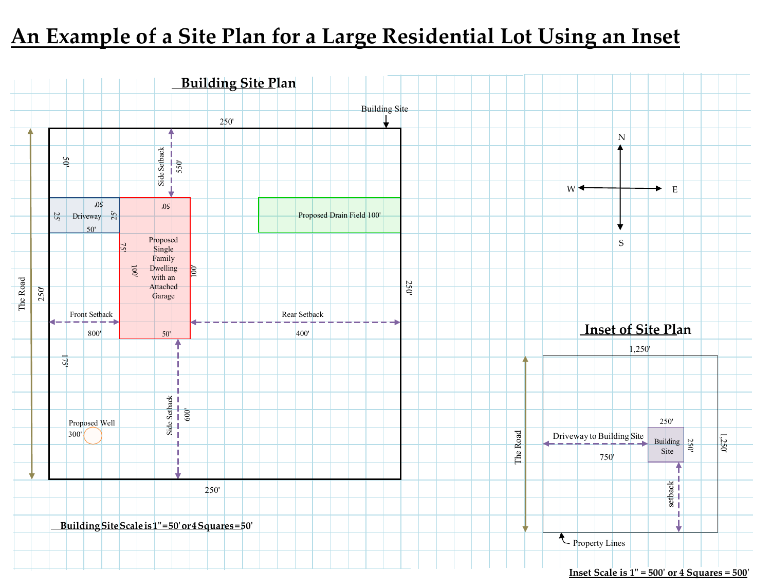# An Example of a Site Plan for a Large Residential Lot Using an Inset

## Building Site Plan

Building Site

250'

50'

Side Setback

550'

25' Driveway 25'

50'

50'

50'

Proposed Single Family Dwelling with an Attached Garage

75'

100'

100'

Proposed Drain Field 100'

The Road

250'

250'

Front Setback

800'

50'

Rear Setback

400'

175'

Proposed Well

300'

Side Setback

600'

250'

**Building Site Scale is 1"=50' or 4 Squares=50'**

N

W E

S

## Inset of Site Plan

1,250'

The Road

Driveway to Building Site

750'

250'

Building Site

250'

1,250'

setback

Property Lines

**Inset Scale is 1" = 500' or 4 Squares = 500'**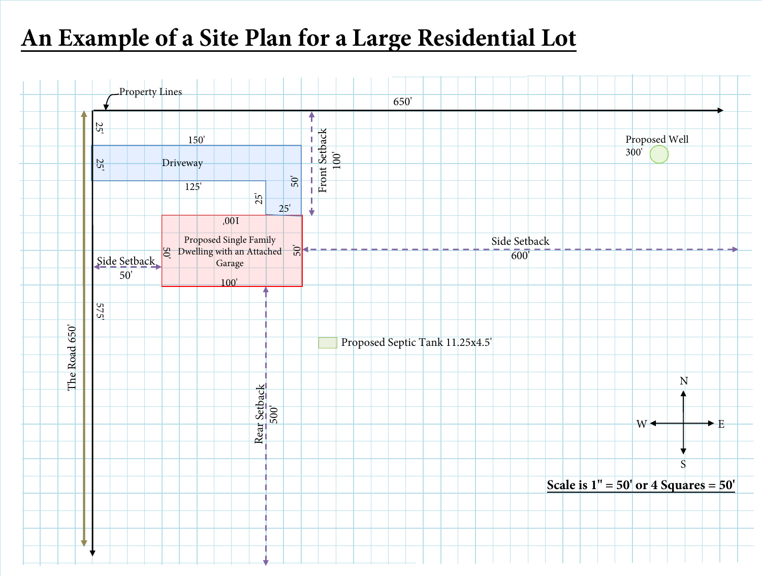# An Example of a Site Plan for a Large Residential Lot

Property Lines

650'

25'

150'

Driveway

25'

125'

25'

50'

25'

Front Setback 100'

Proposed Well 300'

100'

Proposed Single Family Dwelling with an Attached Garage

50'

50'

100'

Side Setback 50'

Side Setback 600'

575'

The Road 650'

Proposed Septic Tank 11.25x4.5'

Rear Setback 500'

N

W

E

S

**Scale is 1" = 50' or 4 Squares = 50'**